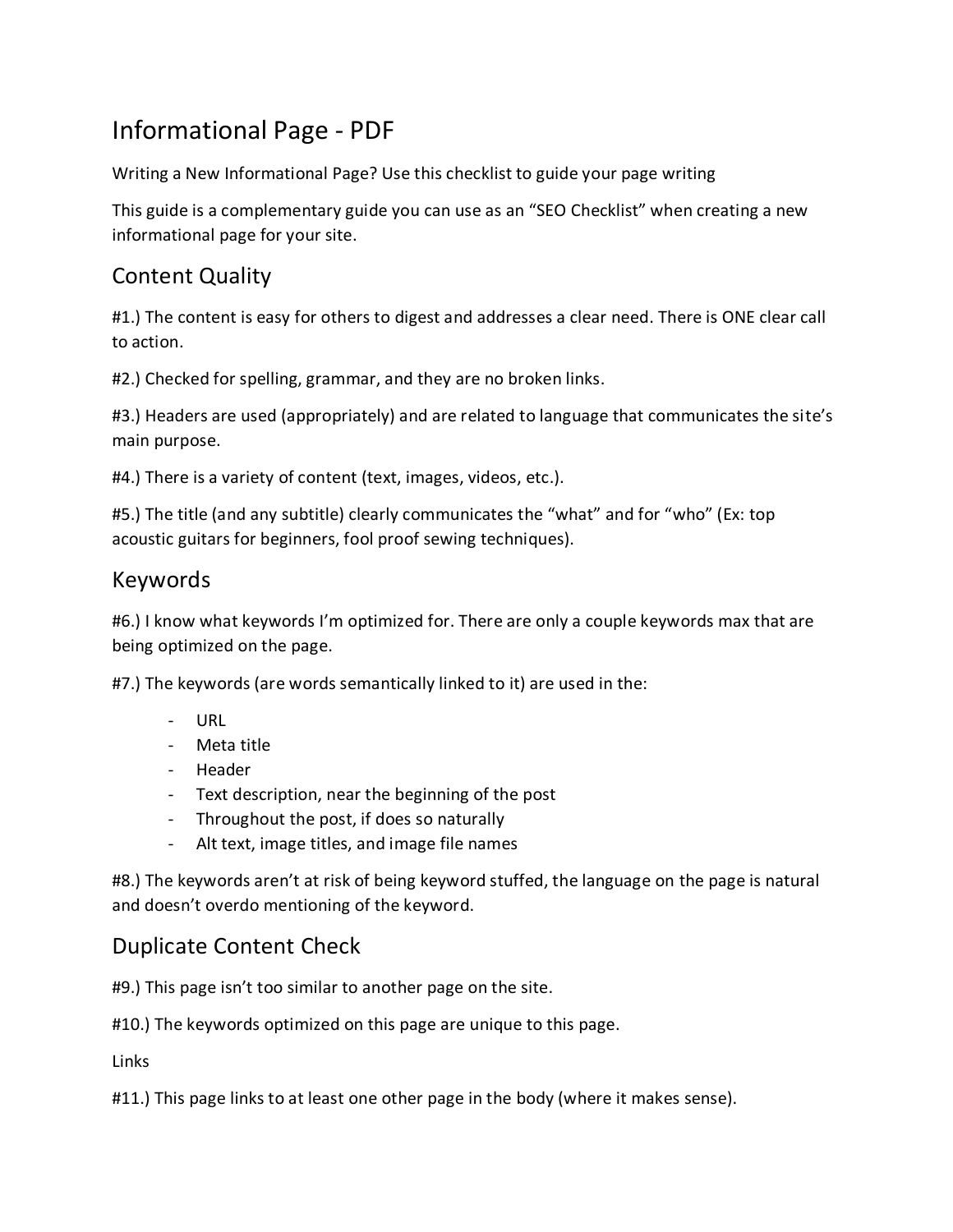# Informational Page - PDF

Writing a New Informational Page? Use this checklist to guide your page writing

This guide is a complementary guide you can use as an "SEO Checklist" when creating a new informational page for your site.

## Content Quality

#1.) The content is easy for others to digest and addresses a clear need. There is ONE clear call to action.

#2.) Checked for spelling, grammar, and they are no broken links.

#3.) Headers are used (appropriately) and are related to language that communicates the site's main purpose.

#4.) There is a variety of content (text, images, videos, etc.).

#5.) The title (and any subtitle) clearly communicates the "what" and for "who" (Ex: top acoustic guitars for beginners, fool proof sewing techniques).

## Keywords

#6.) I know what keywords I'm optimized for. There are only a couple keywords max that are being optimized on the page.

#7.) The keywords (are words semantically linked to it) are used in the:

- URL
- Meta title
- Header
- Text description, near the beginning of the post
- Throughout the post, if does so naturally
- Alt text, image titles, and image file names

#8.) The keywords aren't at risk of being keyword stuffed, the language on the page is natural and doesn't overdo mentioning of the keyword.

## Duplicate Content Check

#9.) This page isn't too similar to another page on the site.

#10.) The keywords optimized on this page are unique to this page.

Links

#11.) This page links to at least one other page in the body (where it makes sense).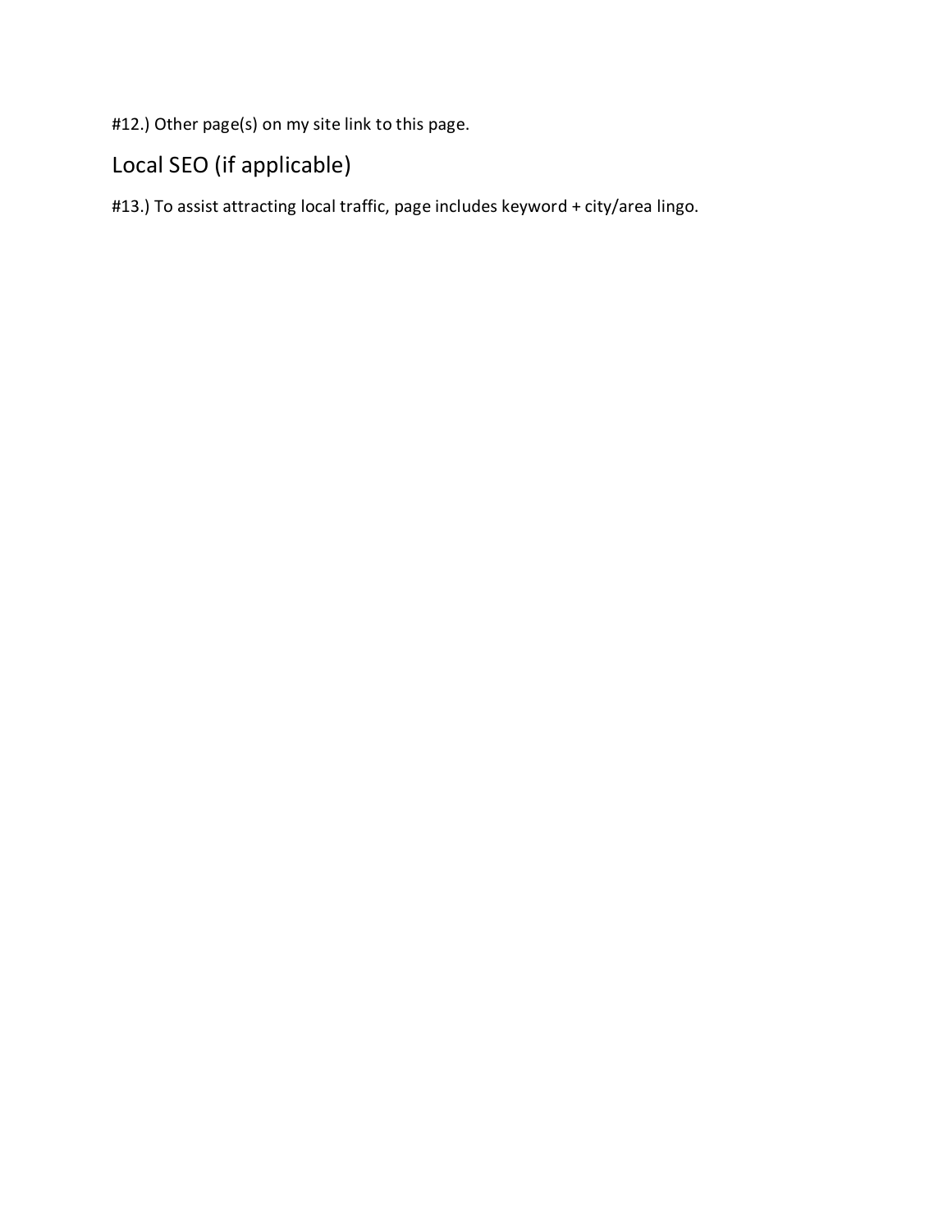#12.) Other page(s) on my site link to this page.

## Local SEO (if applicable)

#13.) To assist attracting local traffic, page includes keyword + city/area lingo.